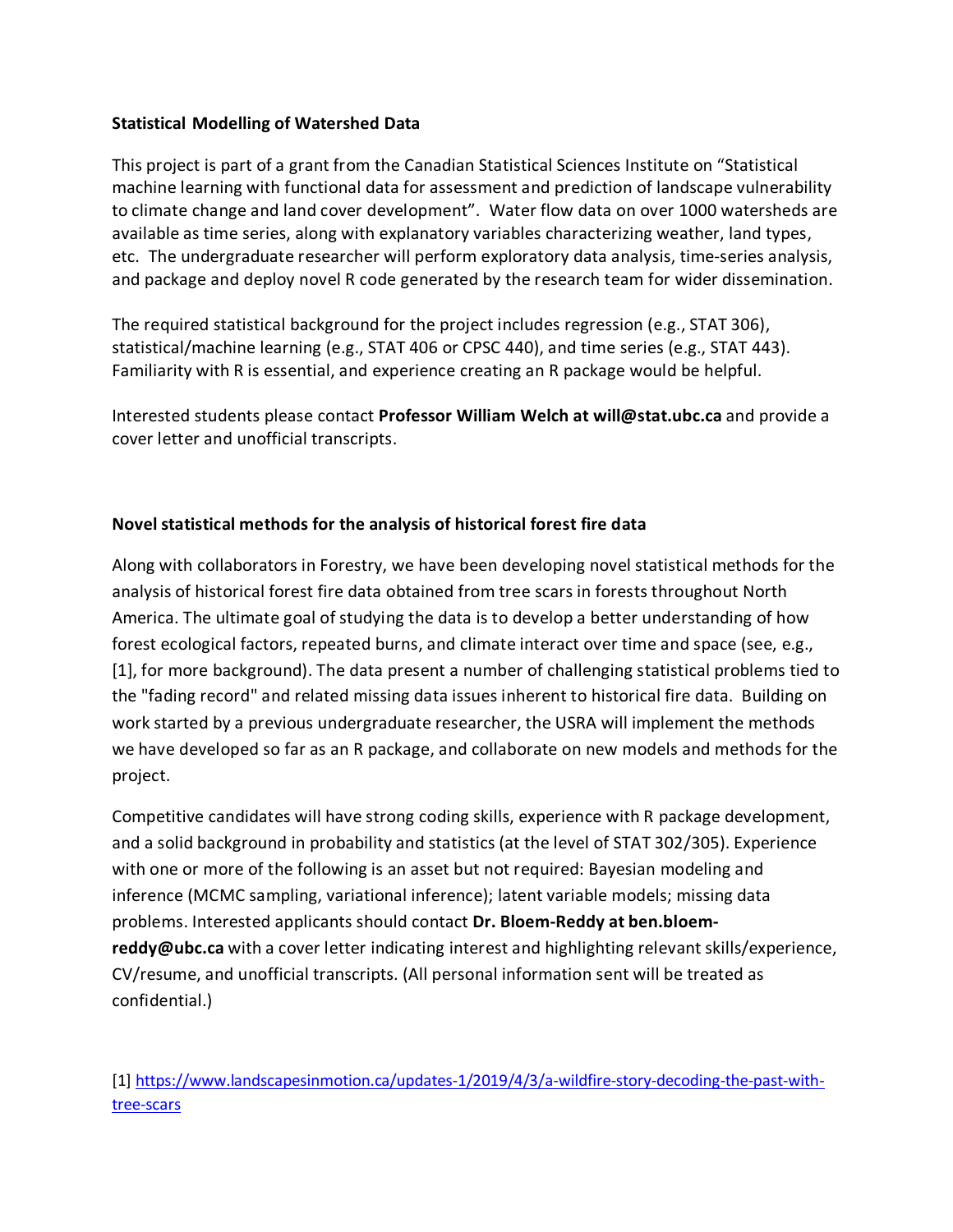**Statistical Modelling of Watershed Data**

This project is part of a grant from the Canadian Statistical Sciences Institute on "Statistical machine learning with functional data for assessment and prediction of landscape vulnerability to climate change and land cover development". Water flow data on over 1000 watersheds are available as time series, along with explanatory variables characterizing weather, land types, etc. The undergraduate researcher will perform exploratory data analysis, time-series analysis, and package and deploy novel R code generated by the research team for wider dissemination.

The required statistical background for the project includes regression (e.g., STAT 306), statistical/machine learning (e.g., STAT 406 or CPSC 440), and time series (e.g., STAT 443). Familiarity with R is essential, and experience creating an R package would be helpful.

Interested students please contact **Professor William Welch at will@stat.ubc.ca** and provide a cover letter and unofficial transcripts.

**Novel statistical methods for the analysis of historical forest fire data**

Along with collaborators in Forestry, we have been developing novel statistical methods for the analysis of historical forest fire data obtained from tree scars in forests throughout North America. The ultimate goal of studying the data is to develop a better understanding of how forest ecological factors, repeated burns, and climate interact over time and space (see, e.g., [1], for more background). The data present a number of challenging statistical problems tied to the "fading record" and related missing data issues inherent to historical fire data. Building on work started by a previous undergraduate researcher, the USRA will implement the methods we have developed so far as an R package, and collaborate on new models and methods for the project.

Competitive candidates will have strong coding skills, experience with R package development, and a solid background in probability and statistics (at the level of STAT 302/305). Experience with one or more of the following is an asset but not required: Bayesian modeling and inference (MCMC sampling, variational inference); latent variable models; missing data problems. Interested applicants should contact **Dr. Bloem-Reddy at ben.bloem-reddy@ubc.ca** with a cover letter indicating interest and highlighting relevant skills/experience, CV/resume, and unofficial transcripts. (All personal information sent will be treated as confidential.)

[1] https://www.landscapesinmotion.ca/updates-1/2019/4/3/a-wildfire-story-decoding-the-past-with-tree-scars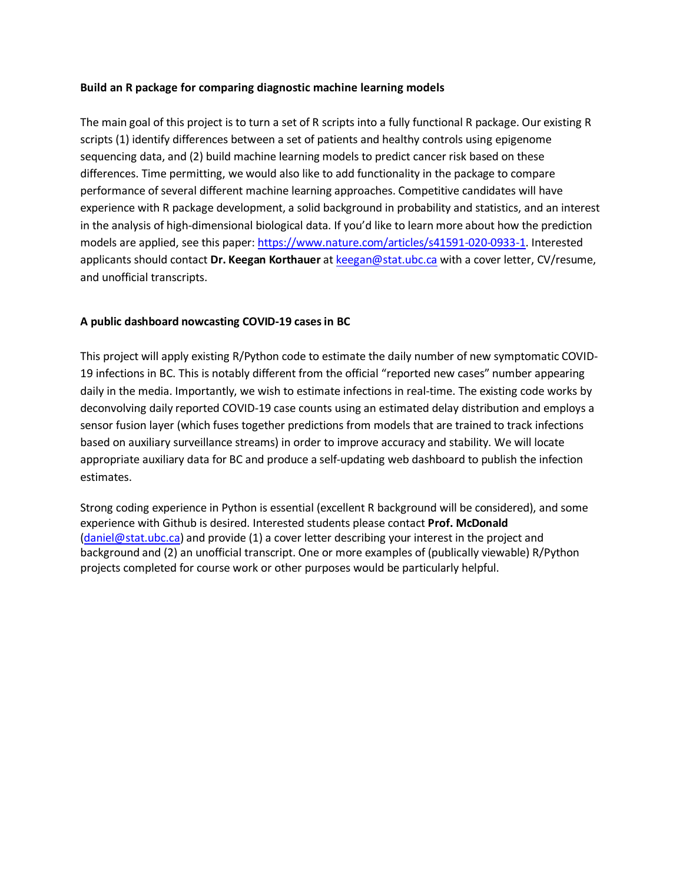**Build an R package for comparing diagnostic machine learning models**

The main goal of this project is to turn a set of R scripts into a fully functional R package. Our existing R scripts (1) identify differences between a set of patients and healthy controls using epigenome sequencing data, and (2) build machine learning models to predict cancer risk based on these differences. Time permitting, we would also like to add functionality in the package to compare performance of several different machine learning approaches. Competitive candidates will have experience with R package development, a solid background in probability and statistics, and an interest in the analysis of high-dimensional biological data. If you'd like to learn more about how the prediction models are applied, see this paper: [https://www.nature.com/articles/s41591-020-0933-1](https://www.nature.com/articles/s41591-020-0933-1). Interested applicants should contact **Dr. Keegan Korthauer** at [keegan@stat.ubc.ca](mailto:keegan@stat.ubc.ca) with a cover letter, CV/resume, and unofficial transcripts.

**A public dashboard nowcasting COVID-19 cases in BC**

This project will apply existing R/Python code to estimate the daily number of new symptomatic COVID-19 infections in BC. This is notably different from the official "reported new cases" number appearing daily in the media. Importantly, we wish to estimate infections in real-time. The existing code works by deconvolving daily reported COVID-19 case counts using an estimated delay distribution and employs a sensor fusion layer (which fuses together predictions from models that are trained to track infections based on auxiliary surveillance streams) in order to improve accuracy and stability. We will locate appropriate auxiliary data for BC and produce a self-updating web dashboard to publish the infection estimates.

Strong coding experience in Python is essential (excellent R background will be considered), and some experience with Github is desired. Interested students please contact **Prof. McDonald** ([daniel@stat.ubc.ca](mailto:daniel@stat.ubc.ca)) and provide (1) a cover letter describing your interest in the project and background and (2) an unofficial transcript. One or more examples of (publically viewable) R/Python projects completed for course work or other purposes would be particularly helpful.